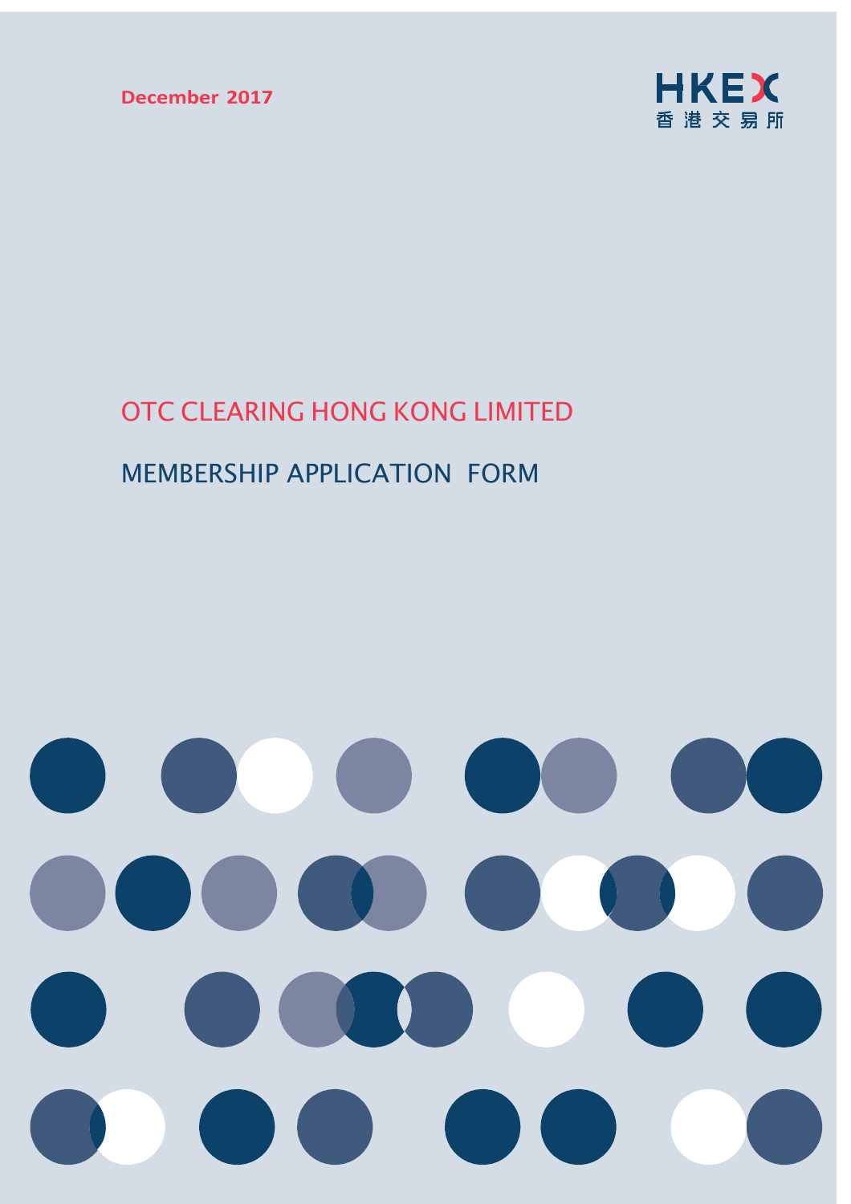December 2017

HKEX
香港交易所

# OTC CLEARING HONG KONG LIMITED

## MEMBERSHIP APPLICATION FORM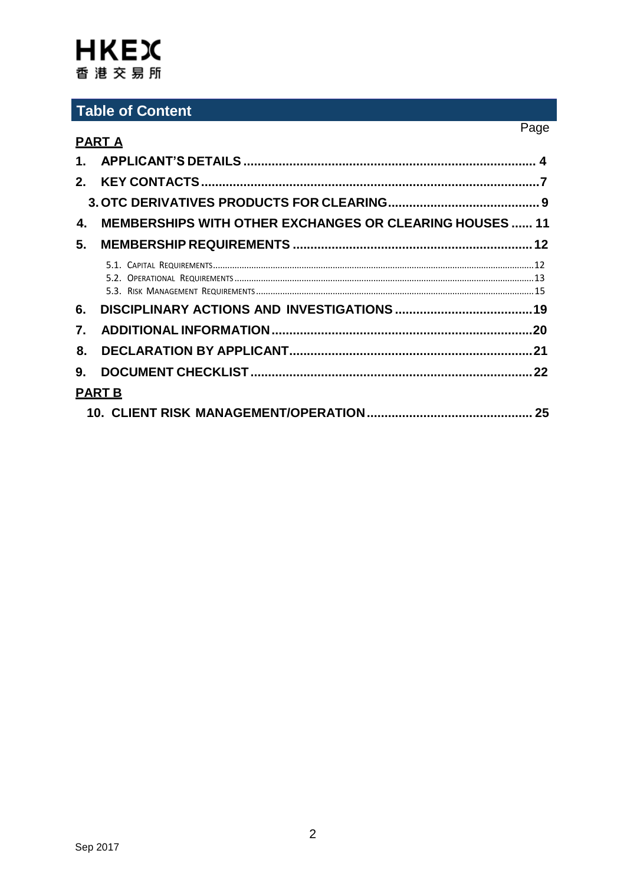HKEX
香港交易所

## Table of Content

Page

**PART A**

| | | Page |
|---|---|---|
| **1.** | **APPLICANT'S DETAILS** | **4** |
| **2.** | **KEY CONTACTS** | **7** |
| **3.** | **OTC DERIVATIVES PRODUCTS FOR CLEARING** | **9** |
| **4.** | **MEMBERSHIPS WITH OTHER EXCHANGES OR CLEARING HOUSES** | **11** |
| **5.** | **MEMBERSHIP REQUIREMENTS** | **12** |
| | 5.1. Capital Requirements | 12 |
| | 5.2. Operational Requirements | 13 |
| | 5.3. Risk Management Requirements | 15 |
| **6.** | **DISCIPLINARY ACTIONS AND INVESTIGATIONS** | **19** |
| **7.** | **ADDITIONAL INFORMATION** | **20** |
| **8.** | **DECLARATION BY APPLICANT** | **21** |
| **9.** | **DOCUMENT CHECKLIST** | **22** |

**PART B**

| | | Page |
|---|---|---|
| **10.** | **CLIENT RISK MANAGEMENT/OPERATION** | **25** |

Sep 2017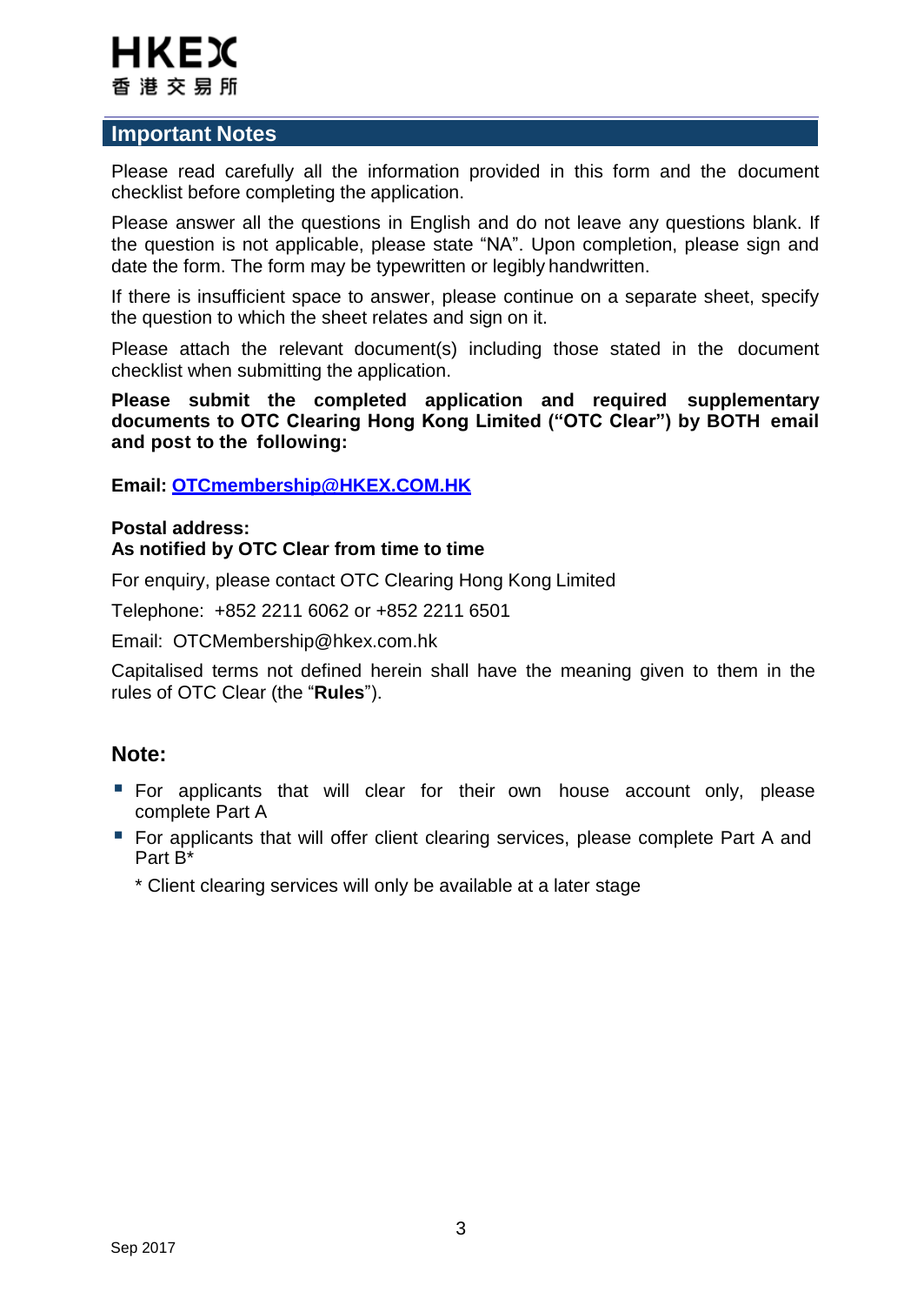## Important Notes

Please read carefully all the information provided in this form and the document checklist before completing the application.

Please answer all the questions in English and do not leave any questions blank. If the question is not applicable, please state “NA”. Upon completion, please sign and date the form. The form may be typewritten or legibly handwritten.

If there is insufficient space to answer, please continue on a separate sheet, specify the question to which the sheet relates and sign on it.

Please attach the relevant document(s) including those stated in the document checklist when submitting the application.

**Please submit the completed application and required supplementary documents to OTC Clearing Hong Kong Limited (“OTC Clear”) by BOTH email and post to the following:**

**Email: OTCmembership@HKEX.COM.HK**

**Postal address:**
**As notified by OTC Clear from time to time**

For enquiry, please contact OTC Clearing Hong Kong Limited

Telephone: +852 2211 6062 or +852 2211 6501

Email: OTCMembership@hkex.com.hk

Capitalised terms not defined herein shall have the meaning given to them in the rules of OTC Clear (the “**Rules**”).

## Note:

- For applicants that will clear for their own house account only, please complete Part A
- For applicants that will offer client clearing services, please complete Part A and Part B*

  * Client clearing services will only be available at a later stage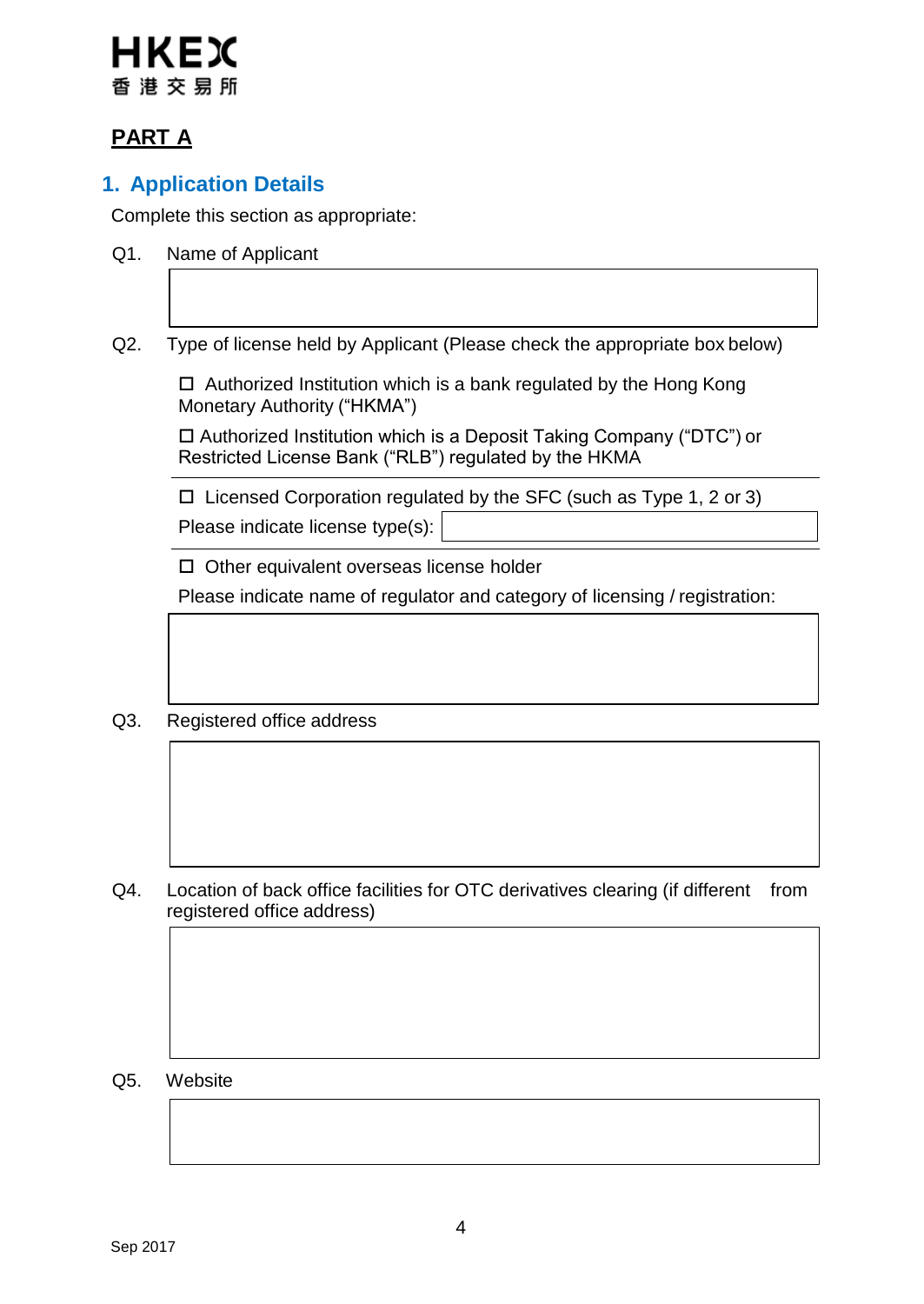## PART A

### 1. Application Details

Complete this section as appropriate:

Q1. Name of Applicant

Q2. Type of license held by Applicant (Please check the appropriate box below)

☐ Authorized Institution which is a bank regulated by the Hong Kong Monetary Authority ("HKMA")

☐ Authorized Institution which is a Deposit Taking Company ("DTC") or Restricted License Bank ("RLB") regulated by the HKMA

☐ Licensed Corporation regulated by the SFC (such as Type 1, 2 or 3)

Please indicate license type(s):

☐ Other equivalent overseas license holder

Please indicate name of regulator and category of licensing / registration:

Q3. Registered office address

Q4. Location of back office facilities for OTC derivatives clearing (if different from registered office address)

Q5. Website

Sep 2017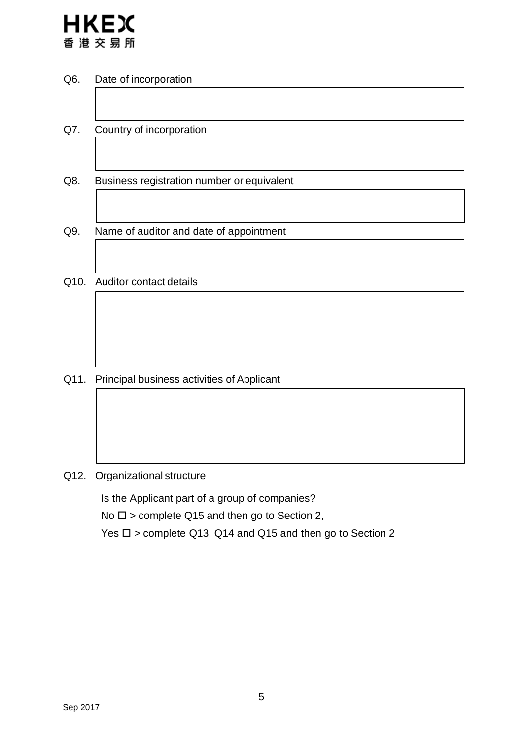Q6. Date of incorporation

Q7. Country of incorporation

Q8. Business registration number or equivalent

Q9. Name of auditor and date of appointment

Q10. Auditor contact details

Q11. Principal business activities of Applicant

Q12. Organizational structure

Is the Applicant part of a group of companies?

No ☐ > complete Q15 and then go to Section 2,

Yes ☐ > complete Q13, Q14 and Q15 and then go to Section 2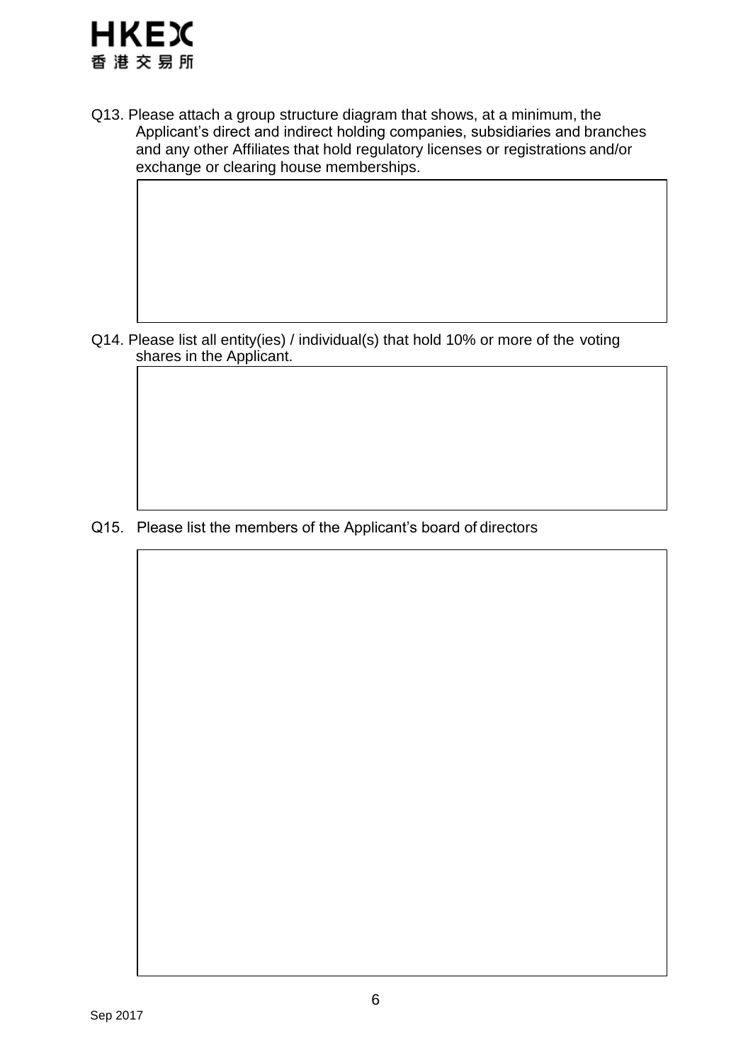Q13. Please attach a group structure diagram that shows, at a minimum, the Applicant's direct and indirect holding companies, subsidiaries and branches and any other Affiliates that hold regulatory licenses or registrations and/or exchange or clearing house memberships.

Q14. Please list all entity(ies) / individual(s) that hold 10% or more of the voting shares in the Applicant.

Q15. Please list the members of the Applicant's board of directors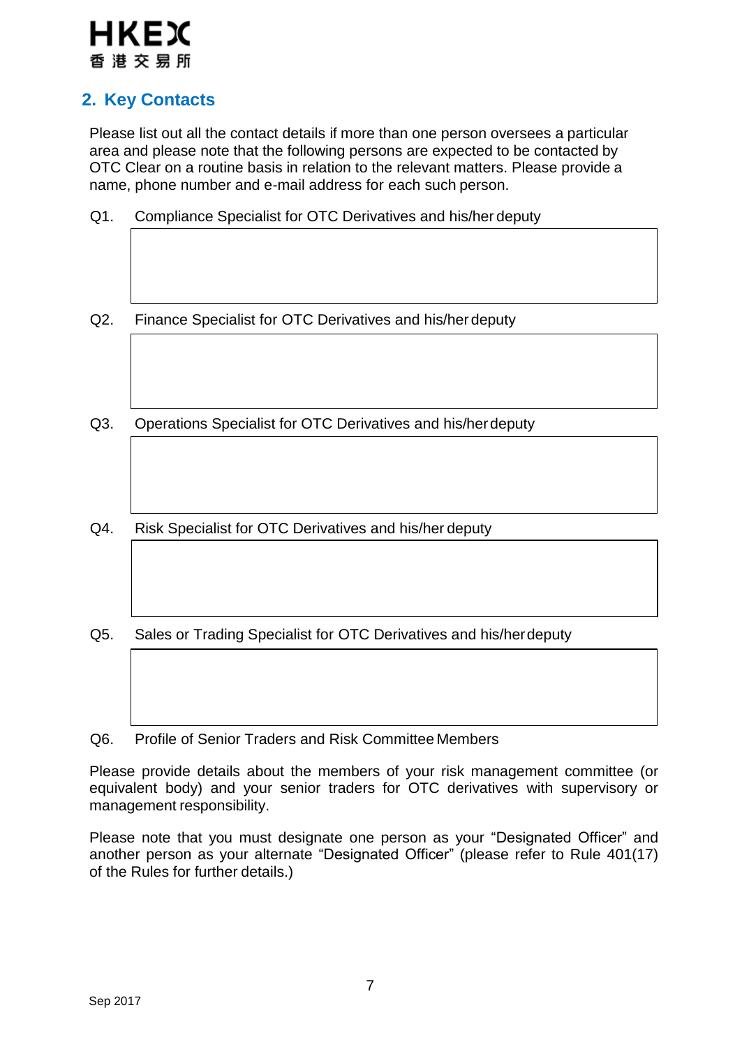## 2. Key Contacts

Please list out all the contact details if more than one person oversees a particular area and please note that the following persons are expected to be contacted by OTC Clear on a routine basis in relation to the relevant matters. Please provide a name, phone number and e-mail address for each such person.

Q1. Compliance Specialist for OTC Derivatives and his/her deputy

| |
|---|
| |

Q2. Finance Specialist for OTC Derivatives and his/her deputy

| |
|---|
| |

Q3. Operations Specialist for OTC Derivatives and his/her deputy

| |
|---|
| |

Q4. Risk Specialist for OTC Derivatives and his/her deputy

| |
|---|
| |

Q5. Sales or Trading Specialist for OTC Derivatives and his/her deputy

| |
|---|
| |

Q6. Profile of Senior Traders and Risk Committee Members

Please provide details about the members of your risk management committee (or equivalent body) and your senior traders for OTC derivatives with supervisory or management responsibility.

Please note that you must designate one person as your "Designated Officer" and another person as your alternate "Designated Officer" (please refer to Rule 401(17) of the Rules for further details.)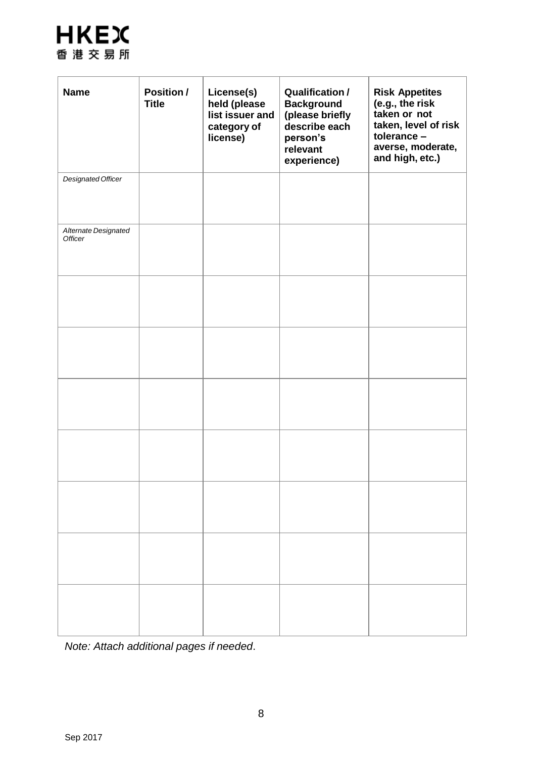| Name | Position / Title | License(s) held (please list issuer and category of license) | Qualification / Background (please briefly describe each person's relevant experience) | Risk Appetites (e.g., the risk taken or not taken, level of risk tolerance – averse, moderate, and high, etc.) |
|---|---|---|---|---|
| *Designated Officer* | | | | |
| *Alternate Designated Officer* | | | | |
| | | | | |
| | | | | |
| | | | | |
| | | | | |
| | | | | |
| | | | | |
| | | | | |

*Note: Attach additional pages if needed*.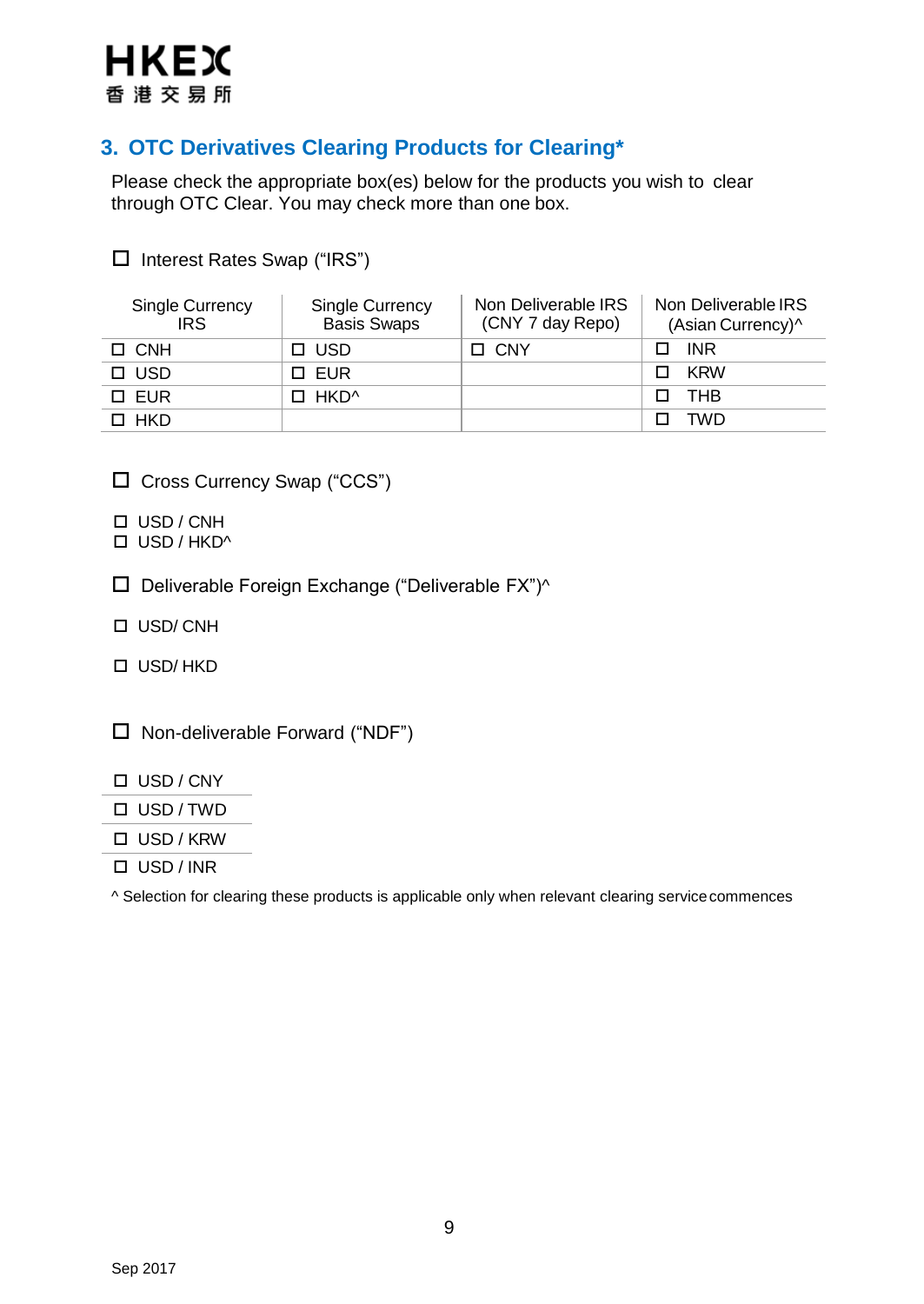## 3. OTC Derivatives Clearing Products for Clearing*

Please check the appropriate box(es) below for the products you wish to clear through OTC Clear. You may check more than one box.

☐ Interest Rates Swap ("IRS")

| Single Currency IRS | Single Currency Basis Swaps | Non Deliverable IRS (CNY 7 day Repo) | Non Deliverable IRS (Asian Currency)^ |
|---|---|---|---|
| ☐ CNH | ☐ USD | ☐ CNY | ☐ INR |
| ☐ USD | ☐ EUR | | ☐ KRW |
| ☐ EUR | ☐ HKD^ | | ☐ THB |
| ☐ HKD | | | ☐ TWD |

☐ Cross Currency Swap ("CCS")

☐ USD / CNH
☐ USD / HKD^

☐ Deliverable Foreign Exchange ("Deliverable FX")^

☐ USD/ CNH

☐ USD/ HKD

☐ Non-deliverable Forward ("NDF")

☐ USD / CNY
☐ USD / TWD
☐ USD / KRW
☐ USD / INR

^ Selection for clearing these products is applicable only when relevant clearing service commences

Sep 2017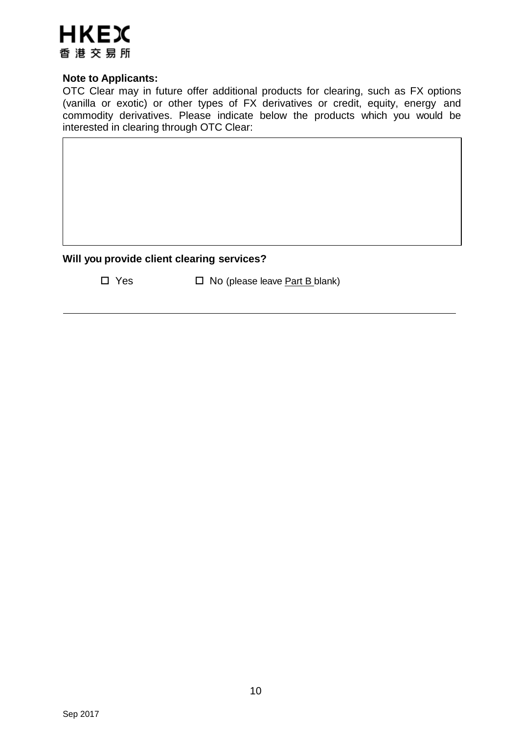**Note to Applicants:**

OTC Clear may in future offer additional products for clearing, such as FX options (vanilla or exotic) or other types of FX derivatives or credit, equity, energy and commodity derivatives. Please indicate below the products which you would be interested in clearing through OTC Clear:

| |
|---|
| |

**Will you provide client clearing services?**

☐ Yes ☐ No (please leave Part B blank)

---

Sep 2017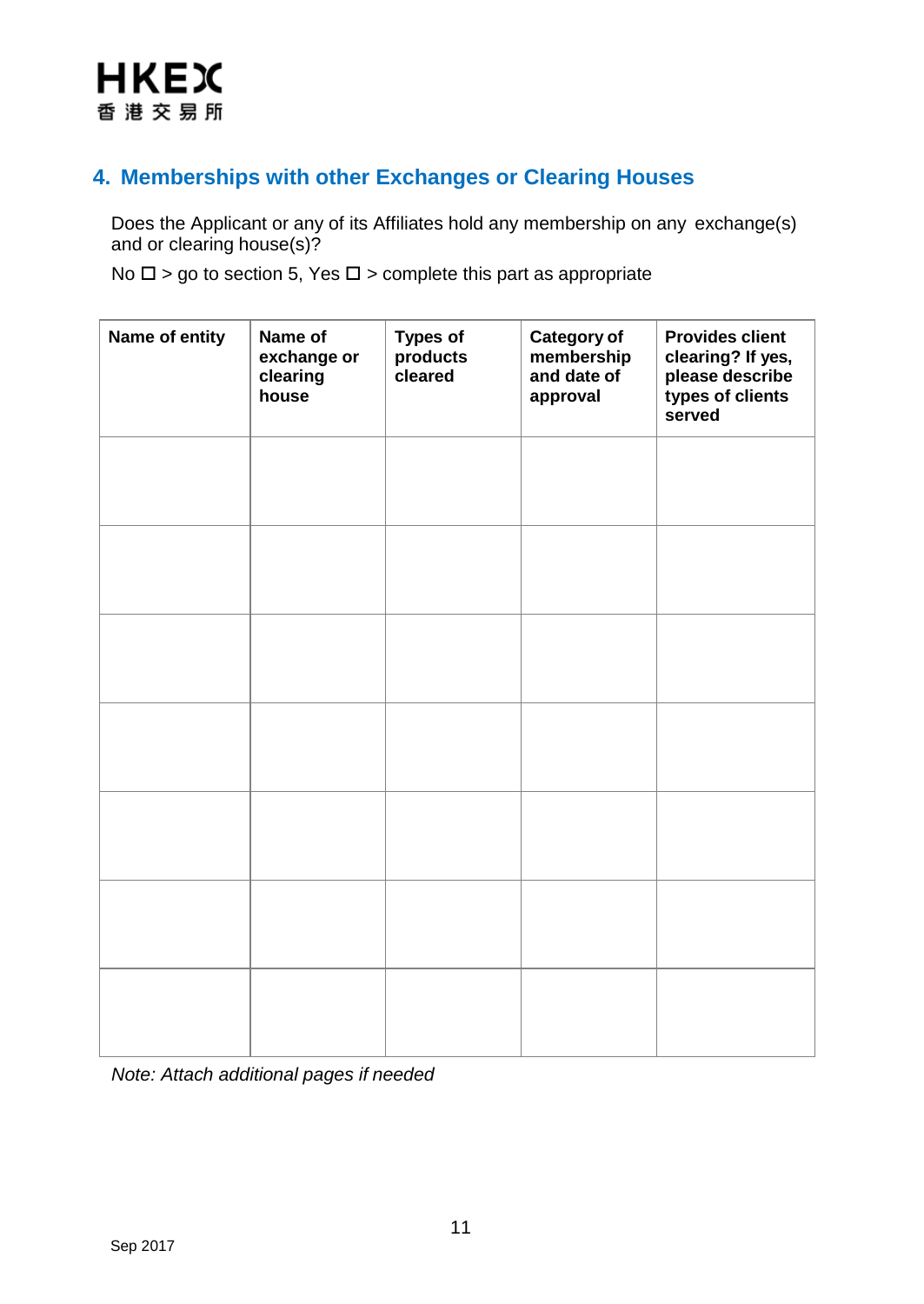## 4. Memberships with other Exchanges or Clearing Houses

Does the Applicant or any of its Affiliates hold any membership on any exchange(s) and or clearing house(s)?

No ☐ > go to section 5, Yes ☐ > complete this part as appropriate

| Name of entity | Name of exchange or clearing house | Types of products cleared | Category of membership and date of approval | Provides client clearing? If yes, please describe types of clients served |
|---|---|---|---|---|
| | | | | |
| | | | | |
| | | | | |
| | | | | |
| | | | | |
| | | | | |
| | | | | |

*Note: Attach additional pages if needed*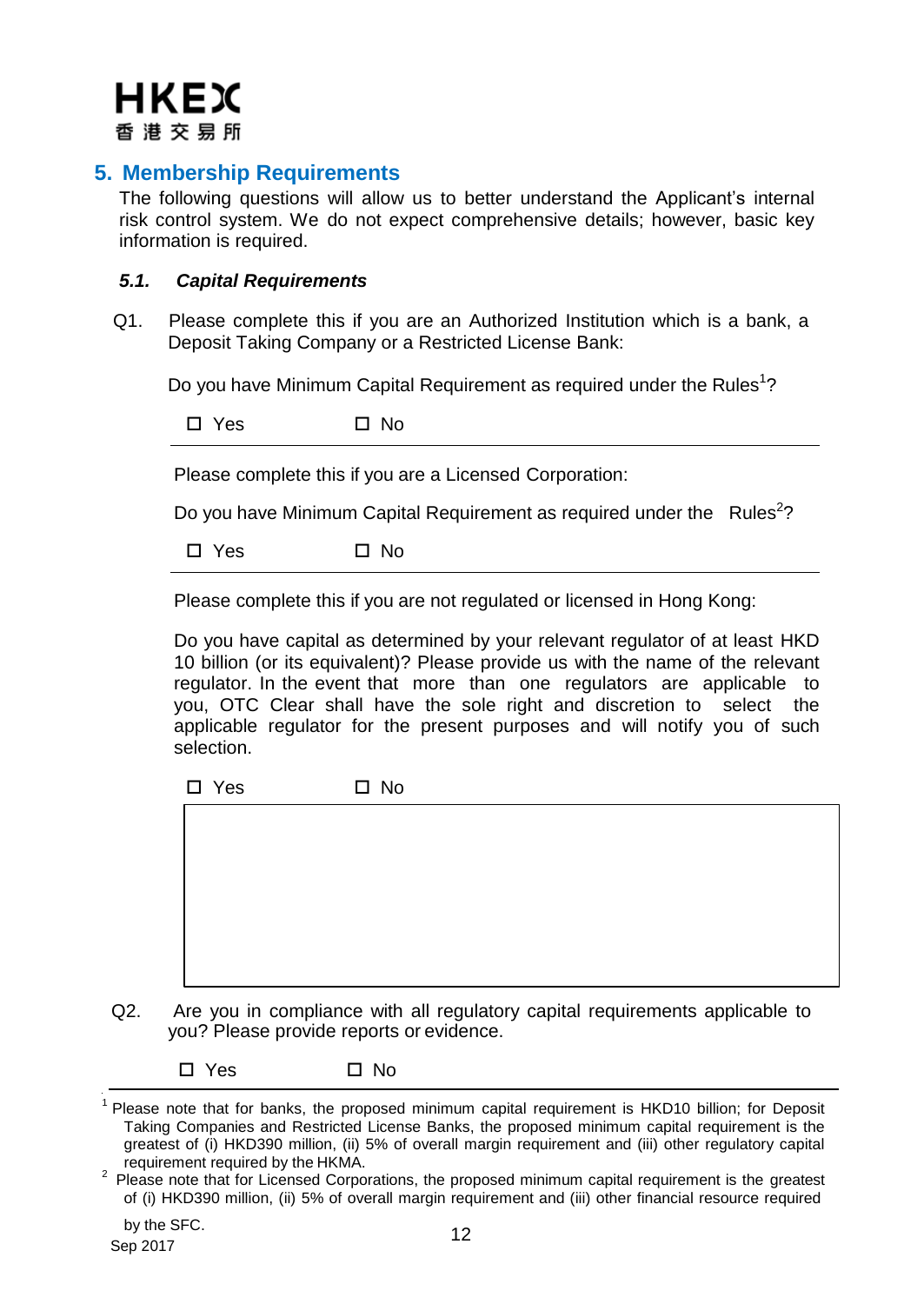## 5. Membership Requirements

The following questions will allow us to better understand the Applicant's internal risk control system. We do not expect comprehensive details; however, basic key information is required.

### *5.1. Capital Requirements*

Q1. Please complete this if you are an Authorized Institution which is a bank, a Deposit Taking Company or a Restricted License Bank:

Do you have Minimum Capital Requirement as required under the Rules[1]?

☐ Yes ☐ No

---

Please complete this if you are a Licensed Corporation:

Do you have Minimum Capital Requirement as required under the Rules[2]?

☐ Yes ☐ No

---

Please complete this if you are not regulated or licensed in Hong Kong:

Do you have capital as determined by your relevant regulator of at least HKD 10 billion (or its equivalent)? Please provide us with the name of the relevant regulator. In the event that more than one regulators are applicable to you, OTC Clear shall have the sole right and discretion to select the applicable regulator for the present purposes and will notify you of such selection.

☐ Yes ☐ No

Q2. Are you in compliance with all regulatory capital requirements applicable to you? Please provide reports or evidence.

☐ Yes ☐ No

---

[1] Please note that for banks, the proposed minimum capital requirement is HKD10 billion; for Deposit Taking Companies and Restricted License Banks, the proposed minimum capital requirement is the greatest of (i) HKD390 million, (ii) 5% of overall margin requirement and (iii) other regulatory capital requirement required by the HKMA.

[2] Please note that for Licensed Corporations, the proposed minimum capital requirement is the greatest of (i) HKD390 million, (ii) 5% of overall margin requirement and (iii) other financial resource required by the SFC.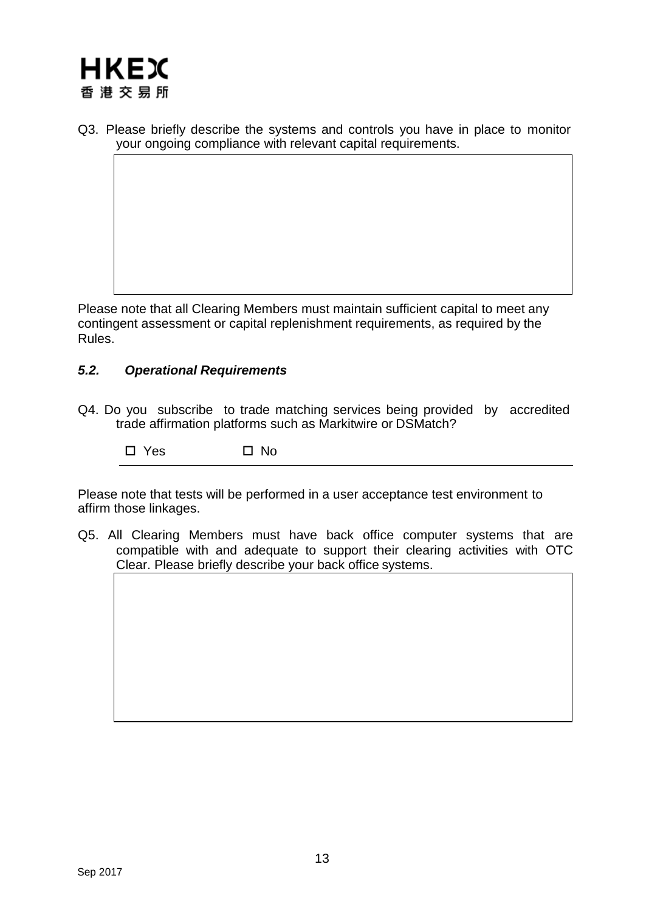Q3. Please briefly describe the systems and controls you have in place to monitor your ongoing compliance with relevant capital requirements.

|  |
|---|
|  |

Please note that all Clearing Members must maintain sufficient capital to meet any contingent assessment or capital replenishment requirements, as required by the Rules.

### *5.2. Operational Requirements*

Q4. Do you subscribe to trade matching services being provided by accredited trade affirmation platforms such as Markitwire or DSMatch?

☐ Yes ☐ No

Please note that tests will be performed in a user acceptance test environment to affirm those linkages.

Q5. All Clearing Members must have back office computer systems that are compatible with and adequate to support their clearing activities with OTC Clear. Please briefly describe your back office systems.

|  |
|---|
|  |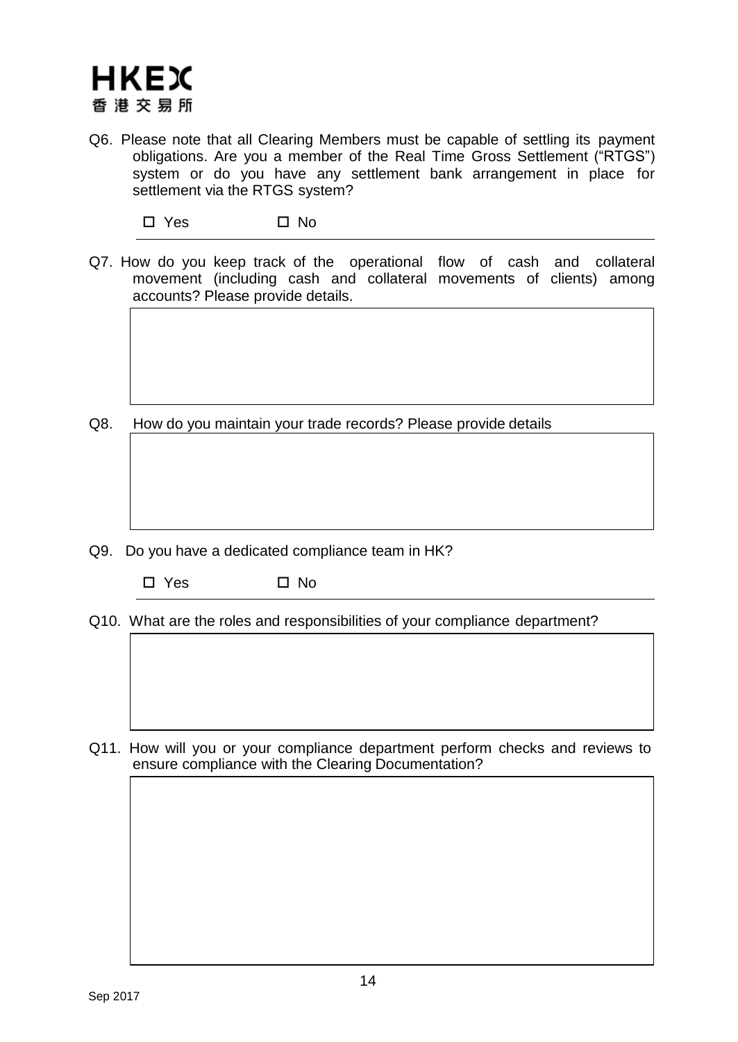Q6. Please note that all Clearing Members must be capable of settling its payment obligations. Are you a member of the Real Time Gross Settlement ("RTGS") system or do you have any settlement bank arrangement in place for settlement via the RTGS system?

☐ Yes ☐ No

Q7. How do you keep track of the operational flow of cash and collateral movement (including cash and collateral movements of clients) among accounts? Please provide details.

Q8. How do you maintain your trade records? Please provide details

Q9. Do you have a dedicated compliance team in HK?

☐ Yes ☐ No

Q10. What are the roles and responsibilities of your compliance department?

Q11. How will you or your compliance department perform checks and reviews to ensure compliance with the Clearing Documentation?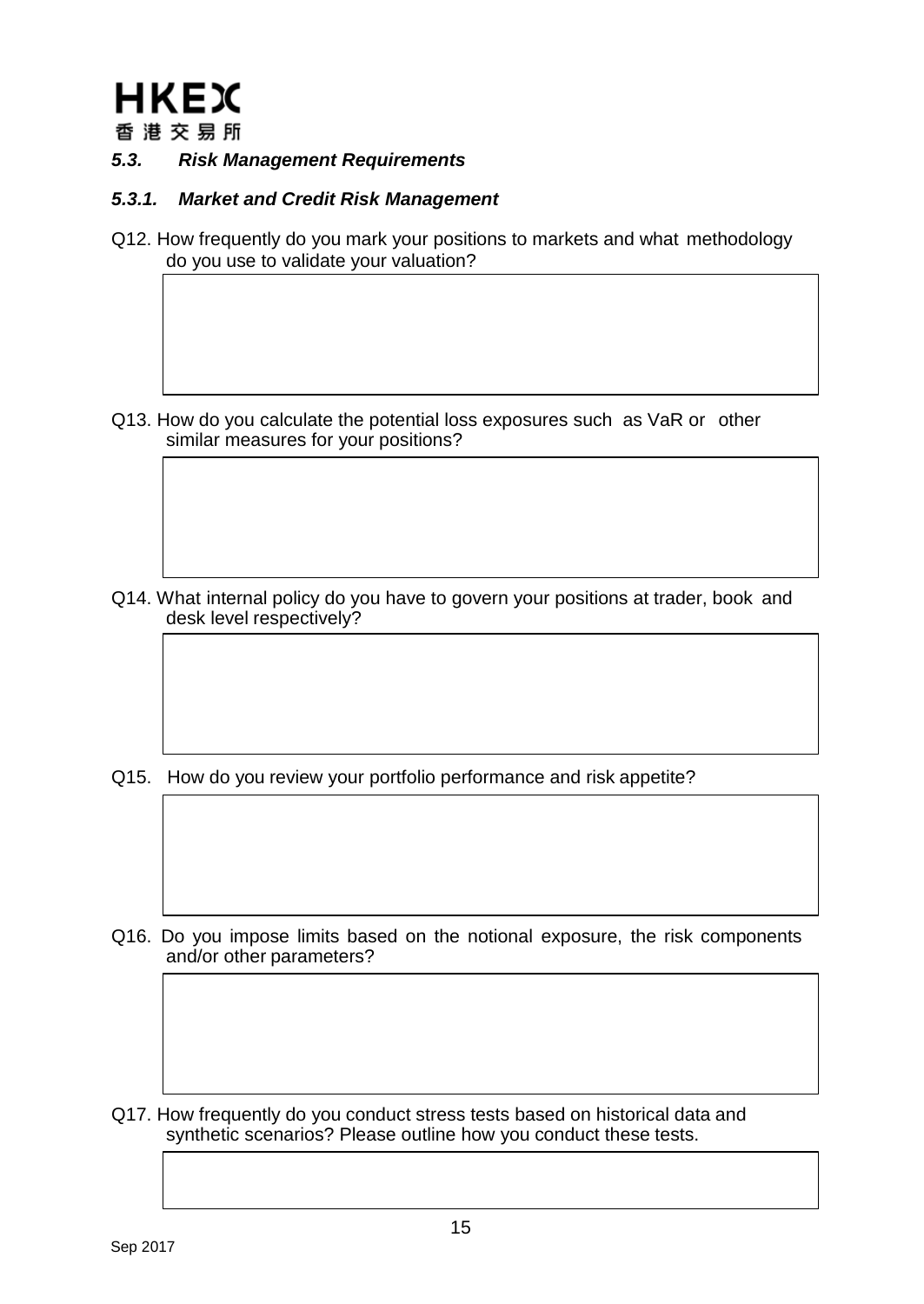### *5.3. Risk Management Requirements*

#### *5.3.1. Market and Credit Risk Management*

Q12. How frequently do you mark your positions to markets and what methodology do you use to validate your valuation?

Q13. How do you calculate the potential loss exposures such as VaR or other similar measures for your positions?

Q14. What internal policy do you have to govern your positions at trader, book and desk level respectively?

Q15. How do you review your portfolio performance and risk appetite?

Q16. Do you impose limits based on the notional exposure, the risk components and/or other parameters?

Q17. How frequently do you conduct stress tests based on historical data and synthetic scenarios? Please outline how you conduct these tests.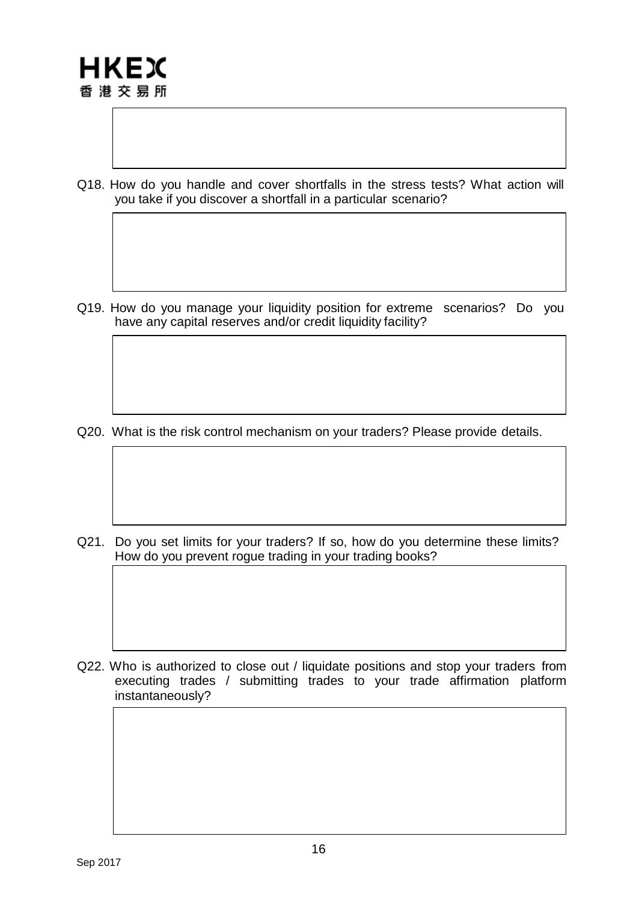Q18. How do you handle and cover shortfalls in the stress tests? What action will you take if you discover a shortfall in a particular scenario?

Q19. How do you manage your liquidity position for extreme scenarios? Do you have any capital reserves and/or credit liquidity facility?

Q20. What is the risk control mechanism on your traders? Please provide details.

Q21. Do you set limits for your traders? If so, how do you determine these limits? How do you prevent rogue trading in your trading books?

Q22. Who is authorized to close out / liquidate positions and stop your traders from executing trades / submitting trades to your trade affirmation platform instantaneously?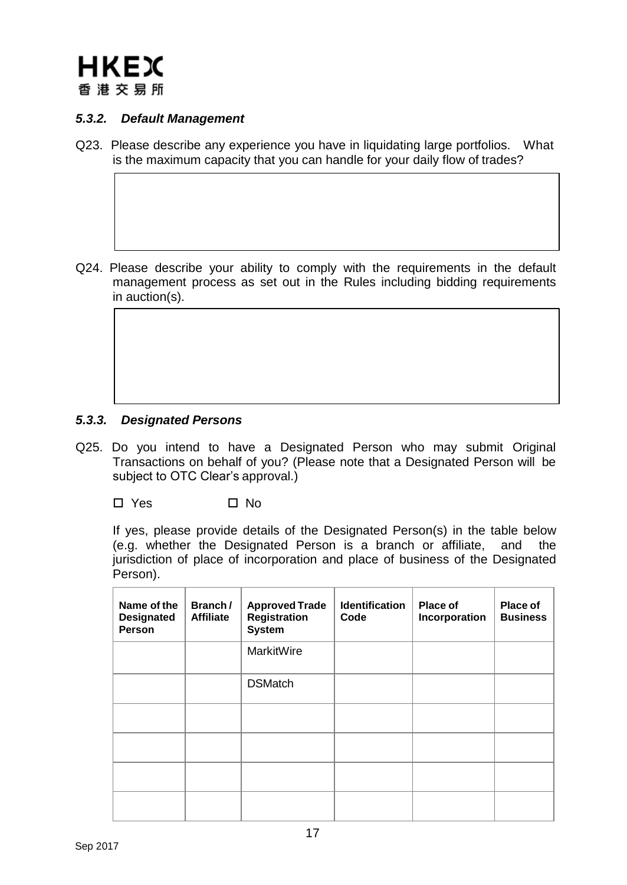### *5.3.2. Default Management*

Q23. Please describe any experience you have in liquidating large portfolios. What is the maximum capacity that you can handle for your daily flow of trades?

| |
|---|
| |

Q24. Please describe your ability to comply with the requirements in the default management process as set out in the Rules including bidding requirements in auction(s).

| |
|---|
| |

### *5.3.3. Designated Persons*

Q25. Do you intend to have a Designated Person who may submit Original Transactions on behalf of you? (Please note that a Designated Person will be subject to OTC Clear's approval.)

☐ Yes ☐ No

If yes, please provide details of the Designated Person(s) in the table below (e.g. whether the Designated Person is a branch or affiliate, and the jurisdiction of place of incorporation and place of business of the Designated Person).

| Name of the Designated Person | Branch / Affiliate | Approved Trade Registration System | Identification Code | Place of Incorporation | Place of Business |
|---|---|---|---|---|---|
| | | MarkitWire | | | |
| | | DSMatch | | | |
| | | | | | |
| | | | | | |
| | | | | | |
| | | | | | |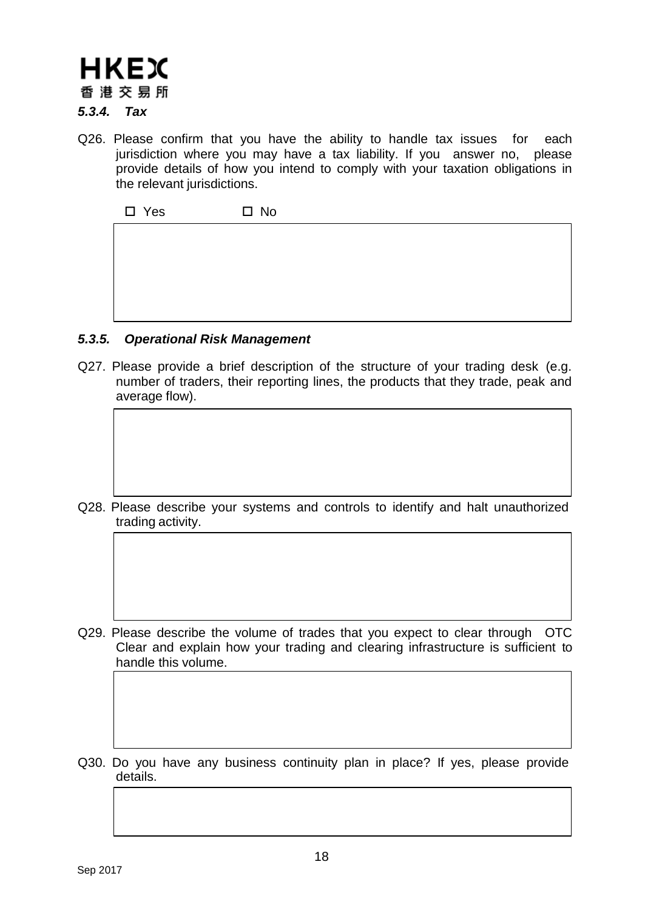### *5.3.4. Tax*

Q26. Please confirm that you have the ability to handle tax issues for each jurisdiction where you may have a tax liability. If you answer no, please provide details of how you intend to comply with your taxation obligations in the relevant jurisdictions.

☐ Yes ☐ No

### *5.3.5. Operational Risk Management*

Q27. Please provide a brief description of the structure of your trading desk (e.g. number of traders, their reporting lines, the products that they trade, peak and average flow).

Q28. Please describe your systems and controls to identify and halt unauthorized trading activity.

Q29. Please describe the volume of trades that you expect to clear through OTC Clear and explain how your trading and clearing infrastructure is sufficient to handle this volume.

Q30. Do you have any business continuity plan in place? If yes, please provide details.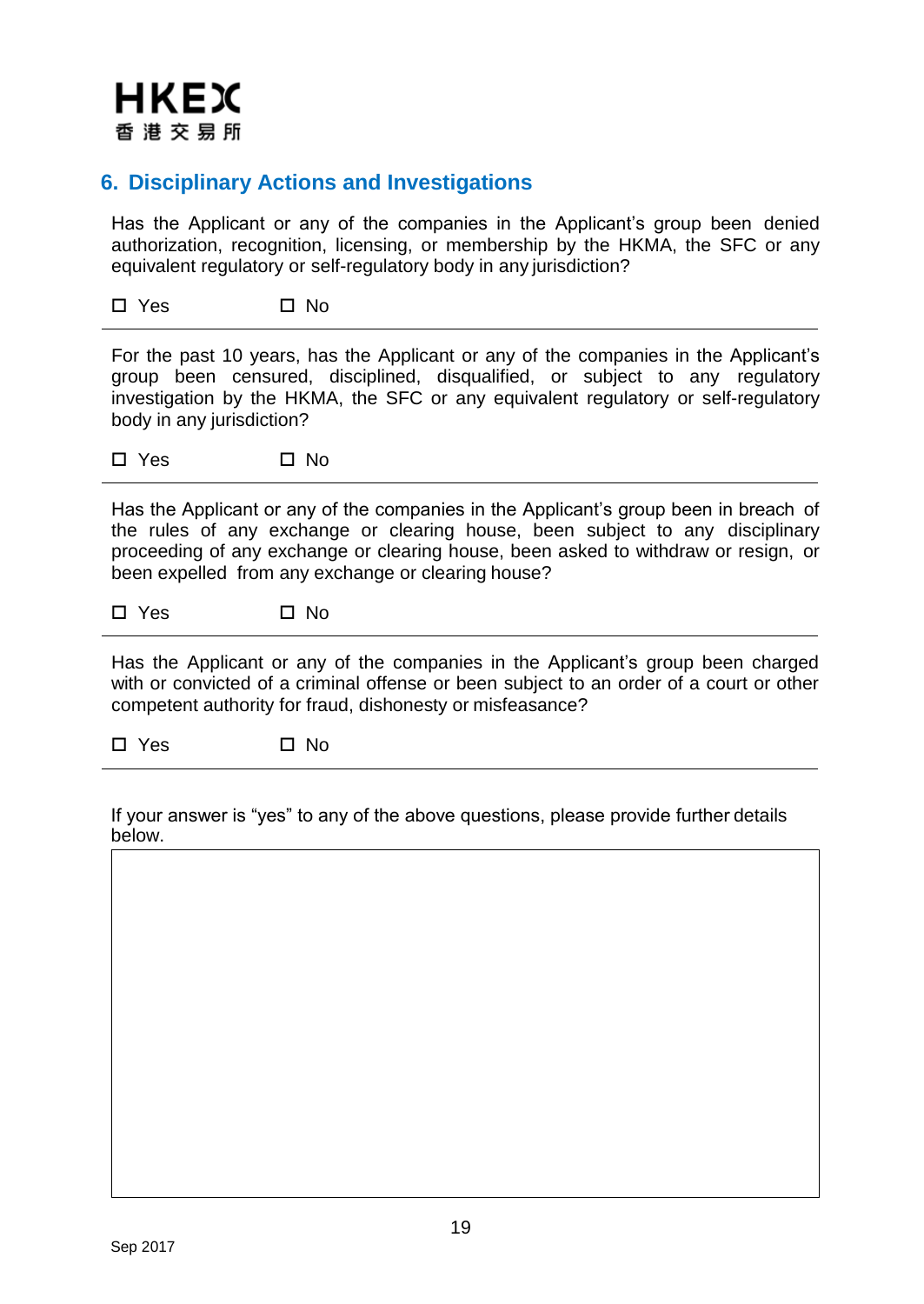## 6. Disciplinary Actions and Investigations

Has the Applicant or any of the companies in the Applicant's group been denied authorization, recognition, licensing, or membership by the HKMA, the SFC or any equivalent regulatory or self-regulatory body in any jurisdiction?

☐ Yes ☐ No

---

For the past 10 years, has the Applicant or any of the companies in the Applicant's group been censured, disciplined, disqualified, or subject to any regulatory investigation by the HKMA, the SFC or any equivalent regulatory or self-regulatory body in any jurisdiction?

☐ Yes ☐ No

---

Has the Applicant or any of the companies in the Applicant's group been in breach of the rules of any exchange or clearing house, been subject to any disciplinary proceeding of any exchange or clearing house, been asked to withdraw or resign, or been expelled from any exchange or clearing house?

☐ Yes ☐ No

---

Has the Applicant or any of the companies in the Applicant's group been charged with or convicted of a criminal offense or been subject to an order of a court or other competent authority for fraud, dishonesty or misfeasance?

☐ Yes ☐ No

---

If your answer is "yes" to any of the above questions, please provide further details below.

|   |
|---|
|   |

Sep 2017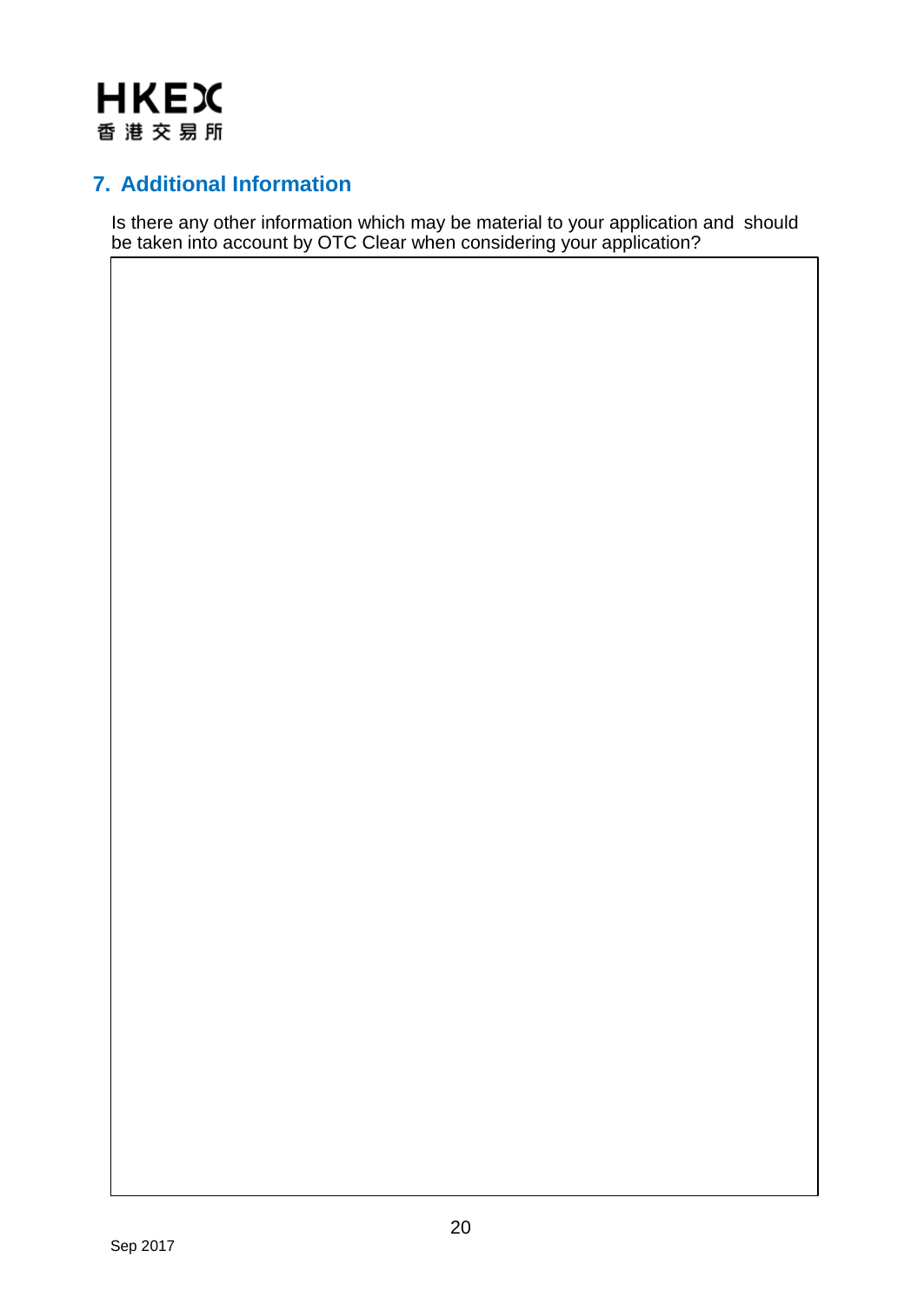## 7. Additional Information

Is there any other information which may be material to your application and should be taken into account by OTC Clear when considering your application?

| |
|---|
| |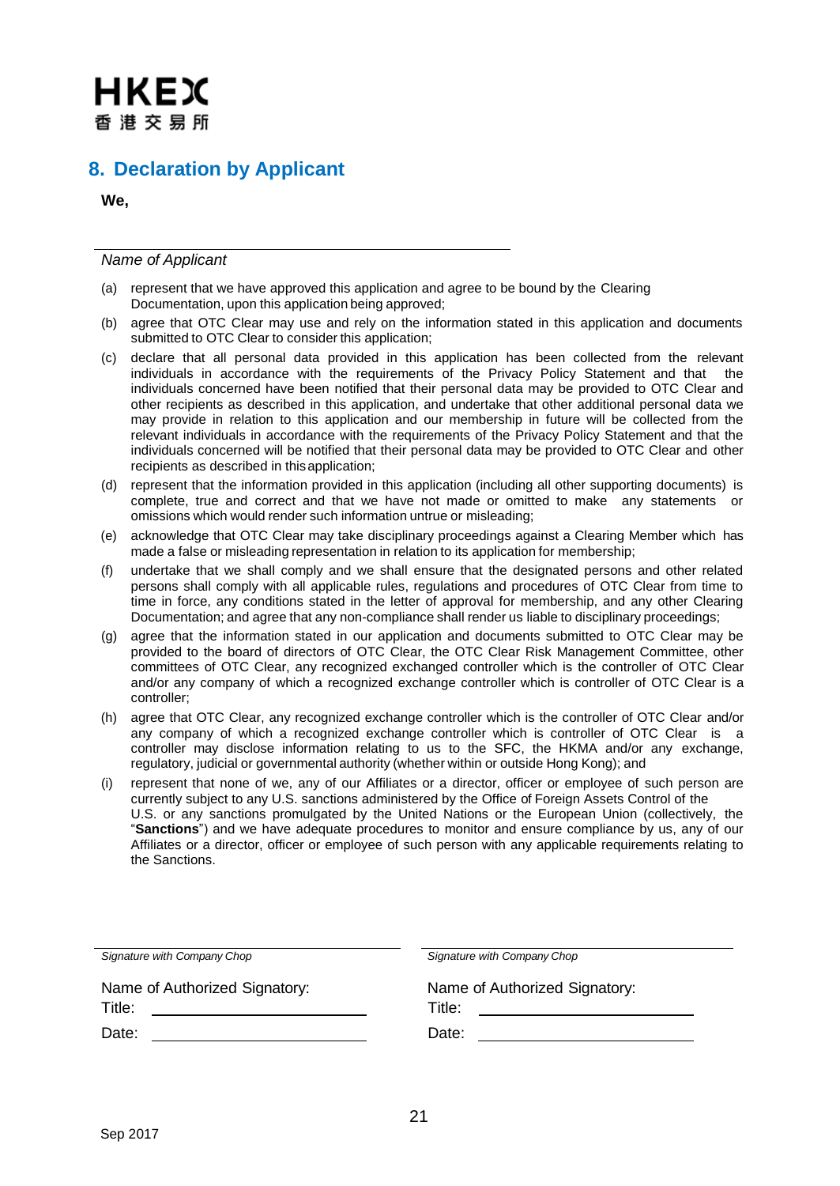HKEX
香港交易所

## 8. Declaration by Applicant

**We,**

\_\_\_\_\_\_\_\_\_\_\_\_\_\_\_\_\_\_\_\_\_\_\_\_\_\_\_\_\_\_\_\_\_\_\_\_\_\_\_\_\_\_\_\_

*Name of Applicant*

(a) represent that we have approved this application and agree to be bound by the Clearing Documentation, upon this application being approved;

(b) agree that OTC Clear may use and rely on the information stated in this application and documents submitted to OTC Clear to consider this application;

(c) declare that all personal data provided in this application has been collected from the relevant individuals in accordance with the requirements of the Privacy Policy Statement and that the individuals concerned have been notified that their personal data may be provided to OTC Clear and other recipients as described in this application, and undertake that other additional personal data we may provide in relation to this application and our membership in future will be collected from the relevant individuals in accordance with the requirements of the Privacy Policy Statement and that the individuals concerned will be notified that their personal data may be provided to OTC Clear and other recipients as described in this application;

(d) represent that the information provided in this application (including all other supporting documents) is complete, true and correct and that we have not made or omitted to make any statements or omissions which would render such information untrue or misleading;

(e) acknowledge that OTC Clear may take disciplinary proceedings against a Clearing Member which has made a false or misleading representation in relation to its application for membership;

(f) undertake that we shall comply and we shall ensure that the designated persons and other related persons shall comply with all applicable rules, regulations and procedures of OTC Clear from time to time in force, any conditions stated in the letter of approval for membership, and any other Clearing Documentation; and agree that any non-compliance shall render us liable to disciplinary proceedings;

(g) agree that the information stated in our application and documents submitted to OTC Clear may be provided to the board of directors of OTC Clear, the OTC Clear Risk Management Committee, other committees of OTC Clear, any recognized exchanged controller which is the controller of OTC Clear and/or any company of which a recognized exchange controller which is controller of OTC Clear is a controller;

(h) agree that OTC Clear, any recognized exchange controller which is the controller of OTC Clear and/or any company of which a recognized exchange controller which is controller of OTC Clear is a controller may disclose information relating to us to the SFC, the HKMA and/or any exchange, regulatory, judicial or governmental authority (whether within or outside Hong Kong); and

(i) represent that none of we, any of our Affiliates or a director, officer or employee of such person are currently subject to any U.S. sanctions administered by the Office of Foreign Assets Control of the U.S. or any sanctions promulgated by the United Nations or the European Union (collectively, the "**Sanctions**") and we have adequate procedures to monitor and ensure compliance by us, any of our Affiliates or a director, officer or employee of such person with any applicable requirements relating to the Sanctions.

| | |
|---|---|
| *Signature with Company Chop* | *Signature with Company Chop* |
| Name of Authorized Signatory: | Name of Authorized Signatory: |
| Title: \_\_\_\_\_\_\_\_\_\_\_\_\_\_\_\_ | Title: \_\_\_\_\_\_\_\_\_\_\_\_\_\_\_\_ |
| Date: \_\_\_\_\_\_\_\_\_\_\_\_\_\_\_\_ | Date: \_\_\_\_\_\_\_\_\_\_\_\_\_\_\_\_ |

Sep 2017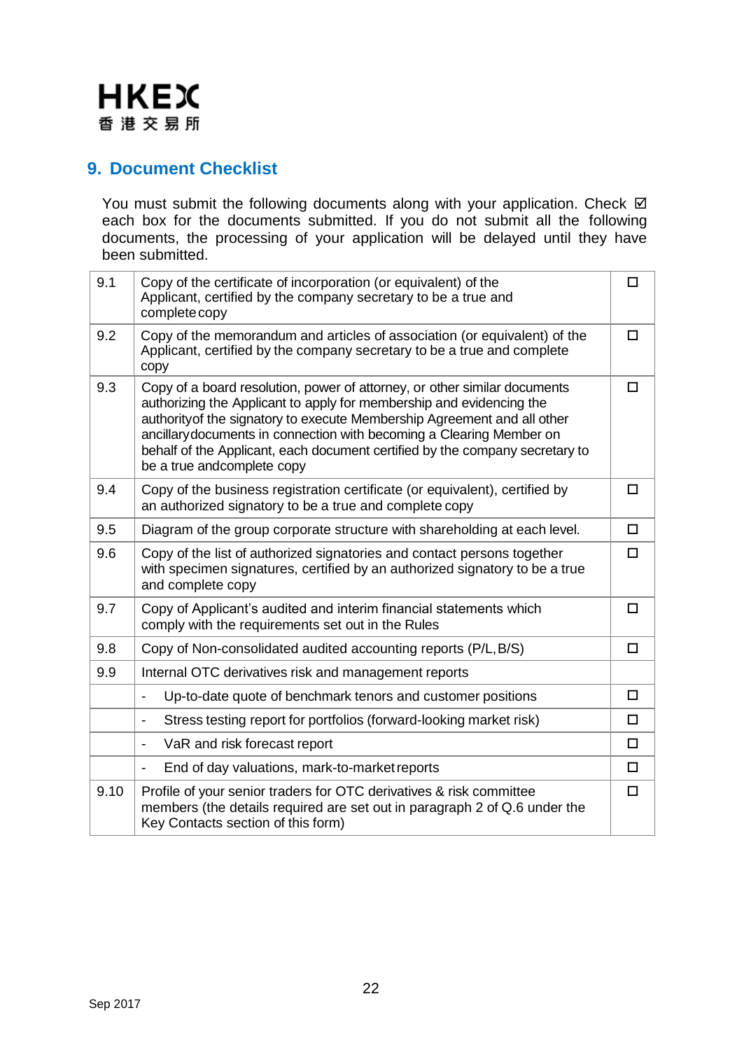## 9. Document Checklist

You must submit the following documents along with your application. Check ☑ each box for the documents submitted. If you do not submit all the following documents, the processing of your application will be delayed until they have been submitted.

| | | |
|---|---|---|
| 9.1 | Copy of the certificate of incorporation (or equivalent) of the Applicant, certified by the company secretary to be a true and complete copy | ☐ |
| 9.2 | Copy of the memorandum and articles of association (or equivalent) of the Applicant, certified by the company secretary to be a true and complete copy | ☐ |
| 9.3 | Copy of a board resolution, power of attorney, or other similar documents authorizing the Applicant to apply for membership and evidencing the authority of the signatory to execute Membership Agreement and all other ancillary documents in connection with becoming a Clearing Member on behalf of the Applicant, each document certified by the company secretary to be a true and complete copy | ☐ |
| 9.4 | Copy of the business registration certificate (or equivalent), certified by an authorized signatory to be a true and complete copy | ☐ |
| 9.5 | Diagram of the group corporate structure with shareholding at each level. | ☐ |
| 9.6 | Copy of the list of authorized signatories and contact persons together with specimen signatures, certified by an authorized signatory to be a true and complete copy | ☐ |
| 9.7 | Copy of Applicant's audited and interim financial statements which comply with the requirements set out in the Rules | ☐ |
| 9.8 | Copy of Non-consolidated audited accounting reports (P/L, B/S) | ☐ |
| 9.9 | Internal OTC derivatives risk and management reports | |
| | - Up-to-date quote of benchmark tenors and customer positions | ☐ |
| | - Stress testing report for portfolios (forward-looking market risk) | ☐ |
| | - VaR and risk forecast report | ☐ |
| | - End of day valuations, mark-to-market reports | ☐ |
| 9.10 | Profile of your senior traders for OTC derivatives & risk committee members (the details required are set out in paragraph 2 of Q.6 under the Key Contacts section of this form) | ☐ |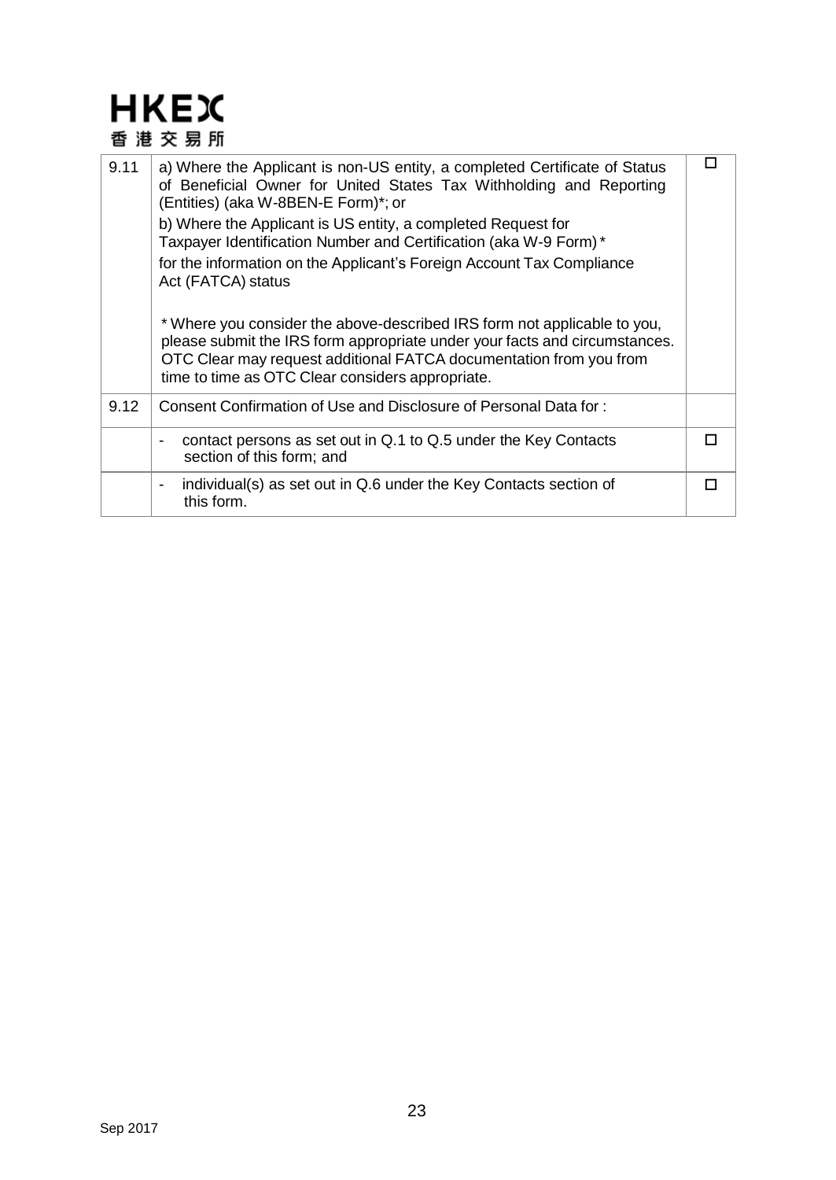| | | |
|---|---|---|
| 9.11 | a) Where the Applicant is non-US entity, a completed Certificate of Status of Beneficial Owner for United States Tax Withholding and Reporting (Entities) (aka W-8BEN-E Form)*; or<br><br>b) Where the Applicant is US entity, a completed Request for Taxpayer Identification Number and Certification (aka W-9 Form) *<br><br>for the information on the Applicant's Foreign Account Tax Compliance Act (FATCA) status<br><br>* Where you consider the above-described IRS form not applicable to you, please submit the IRS form appropriate under your facts and circumstances. OTC Clear may request additional FATCA documentation from you from time to time as OTC Clear considers appropriate. | ☐ |
| 9.12 | Consent Confirmation of Use and Disclosure of Personal Data for : | |
| | - contact persons as set out in Q.1 to Q.5 under the Key Contacts section of this form; and | ☐ |
| | - individual(s) as set out in Q.6 under the Key Contacts section of this form. | ☐ |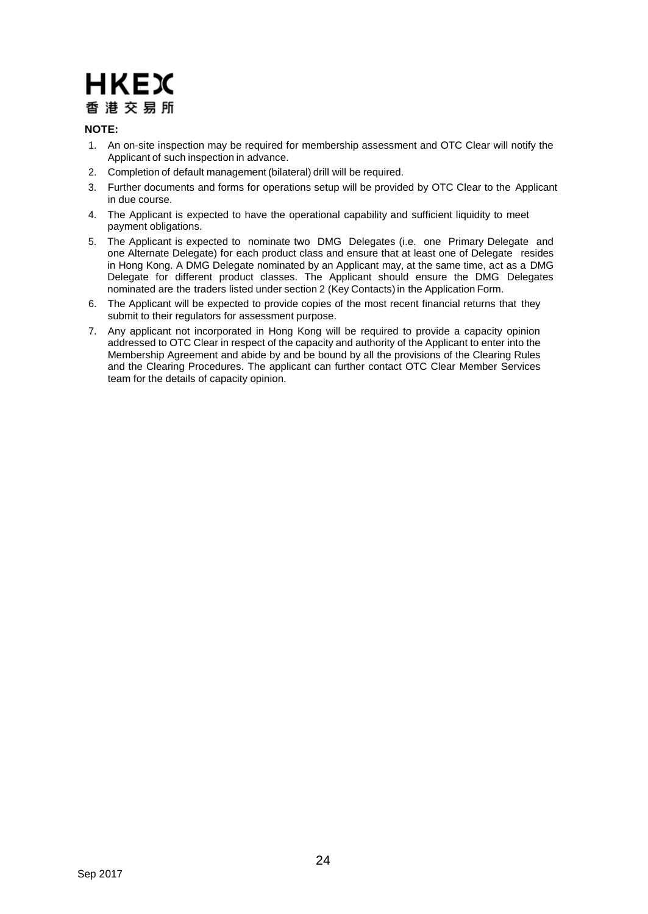**NOTE:**

1. An on-site inspection may be required for membership assessment and OTC Clear will notify the Applicant of such inspection in advance.
2. Completion of default management (bilateral) drill will be required.
3. Further documents and forms for operations setup will be provided by OTC Clear to the Applicant in due course.
4. The Applicant is expected to have the operational capability and sufficient liquidity to meet payment obligations.
5. The Applicant is expected to nominate two DMG Delegates (i.e. one Primary Delegate and one Alternate Delegate) for each product class and ensure that at least one of Delegate resides in Hong Kong. A DMG Delegate nominated by an Applicant may, at the same time, act as a DMG Delegate for different product classes. The Applicant should ensure the DMG Delegates nominated are the traders listed under section 2 (Key Contacts) in the Application Form.
6. The Applicant will be expected to provide copies of the most recent financial returns that they submit to their regulators for assessment purpose.
7. Any applicant not incorporated in Hong Kong will be required to provide a capacity opinion addressed to OTC Clear in respect of the capacity and authority of the Applicant to enter into the Membership Agreement and abide by and be bound by all the provisions of the Clearing Rules and the Clearing Procedures. The applicant can further contact OTC Clear Member Services team for the details of capacity opinion.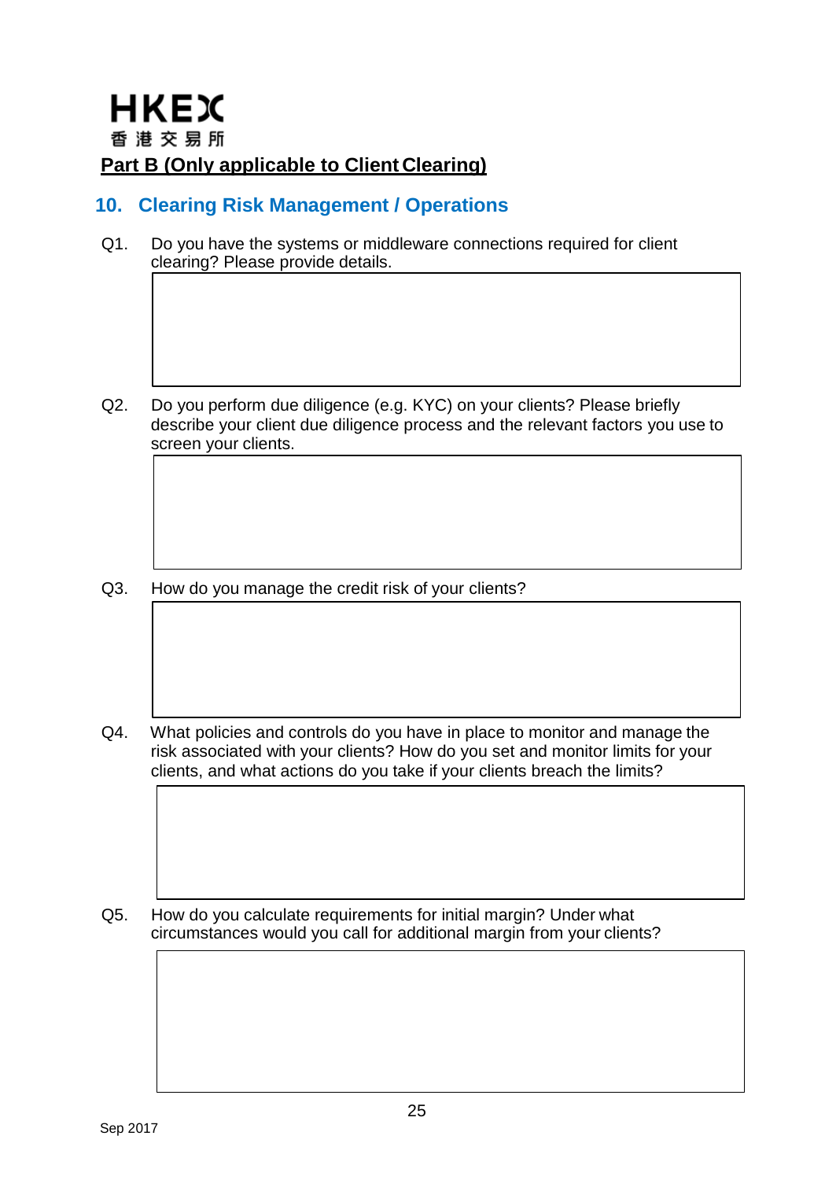**Part B (Only applicable to Client Clearing)**

## 10. Clearing Risk Management / Operations

Q1. Do you have the systems or middleware connections required for client clearing? Please provide details.

Q2. Do you perform due diligence (e.g. KYC) on your clients? Please briefly describe your client due diligence process and the relevant factors you use to screen your clients.

Q3. How do you manage the credit risk of your clients?

Q4. What policies and controls do you have in place to monitor and manage the risk associated with your clients? How do you set and monitor limits for your clients, and what actions do you take if your clients breach the limits?

Q5. How do you calculate requirements for initial margin? Under what circumstances would you call for additional margin from your clients?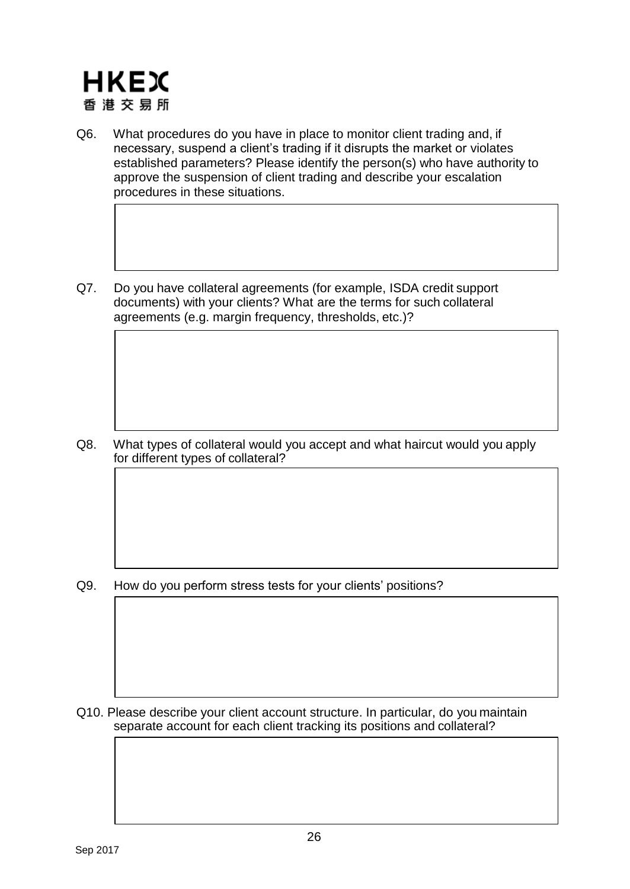Q6. What procedures do you have in place to monitor client trading and, if necessary, suspend a client's trading if it disrupts the market or violates established parameters? Please identify the person(s) who have authority to approve the suspension of client trading and describe your escalation procedures in these situations.

| |
|---|
| |

Q7. Do you have collateral agreements (for example, ISDA credit support documents) with your clients? What are the terms for such collateral agreements (e.g. margin frequency, thresholds, etc.)?

| |
|---|
| |

Q8. What types of collateral would you accept and what haircut would you apply for different types of collateral?

| |
|---|
| |

Q9. How do you perform stress tests for your clients' positions?

| |
|---|
| |

Q10. Please describe your client account structure. In particular, do you maintain separate account for each client tracking its positions and collateral?

| |
|---|
| |